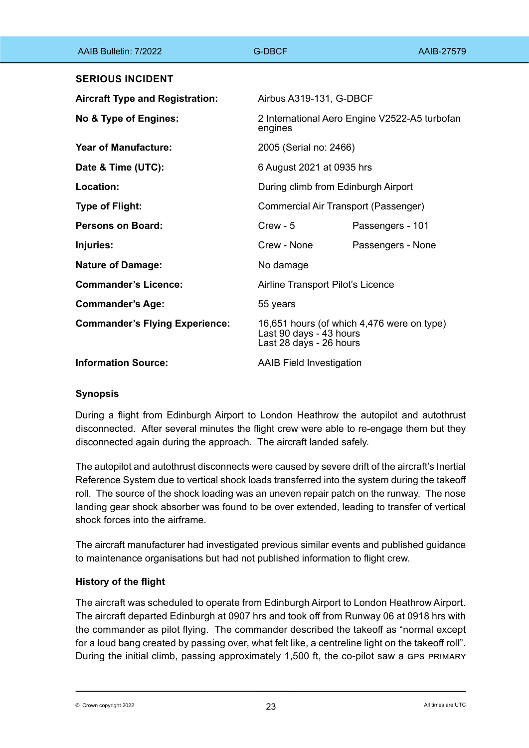## SERIOUS INCIDENT

| | |
|---|---|
| **Aircraft Type and Registration:** | Airbus A319-131, G-DBCF |
| **No & Type of Engines:** | 2 International Aero Engine V2522-A5 turbofan engines |
| **Year of Manufacture:** | 2005 (Serial no: 2466) |
| **Date & Time (UTC):** | 6 August 2021 at 0935 hrs |
| **Location:** | During climb from Edinburgh Airport |
| **Type of Flight:** | Commercial Air Transport (Passenger) |
| **Persons on Board:** | Crew - 5 Passengers - 101 |
| **Injuries:** | Crew - None Passengers - None |
| **Nature of Damage:** | No damage |
| **Commander's Licence:** | Airline Transport Pilot's Licence |
| **Commander's Age:** | 55 years |
| **Commander's Flying Experience:** | 16,651 hours (of which 4,476 were on type)<br>Last 90 days - 43 hours<br>Last 28 days - 26 hours |
| **Information Source:** | AAIB Field Investigation |

### Synopsis

During a flight from Edinburgh Airport to London Heathrow the autopilot and autothrust disconnected. After several minutes the flight crew were able to re-engage them but they disconnected again during the approach. The aircraft landed safely.

The autopilot and autothrust disconnects were caused by severe drift of the aircraft's Inertial Reference System due to vertical shock loads transferred into the system during the takeoff roll. The source of the shock loading was an uneven repair patch on the runway. The nose landing gear shock absorber was found to be over extended, leading to transfer of vertical shock forces into the airframe.

The aircraft manufacturer had investigated previous similar events and published guidance to maintenance organisations but had not published information to flight crew.

### History of the flight

The aircraft was scheduled to operate from Edinburgh Airport to London Heathrow Airport. The aircraft departed Edinburgh at 0907 hrs and took off from Runway 06 at 0918 hrs with the commander as pilot flying. The commander described the takeoff as "normal except for a loud bang created by passing over, what felt like, a centreline light on the takeoff roll". During the initial climb, passing approximately 1,500 ft, the co-pilot saw a GPS PRIMARY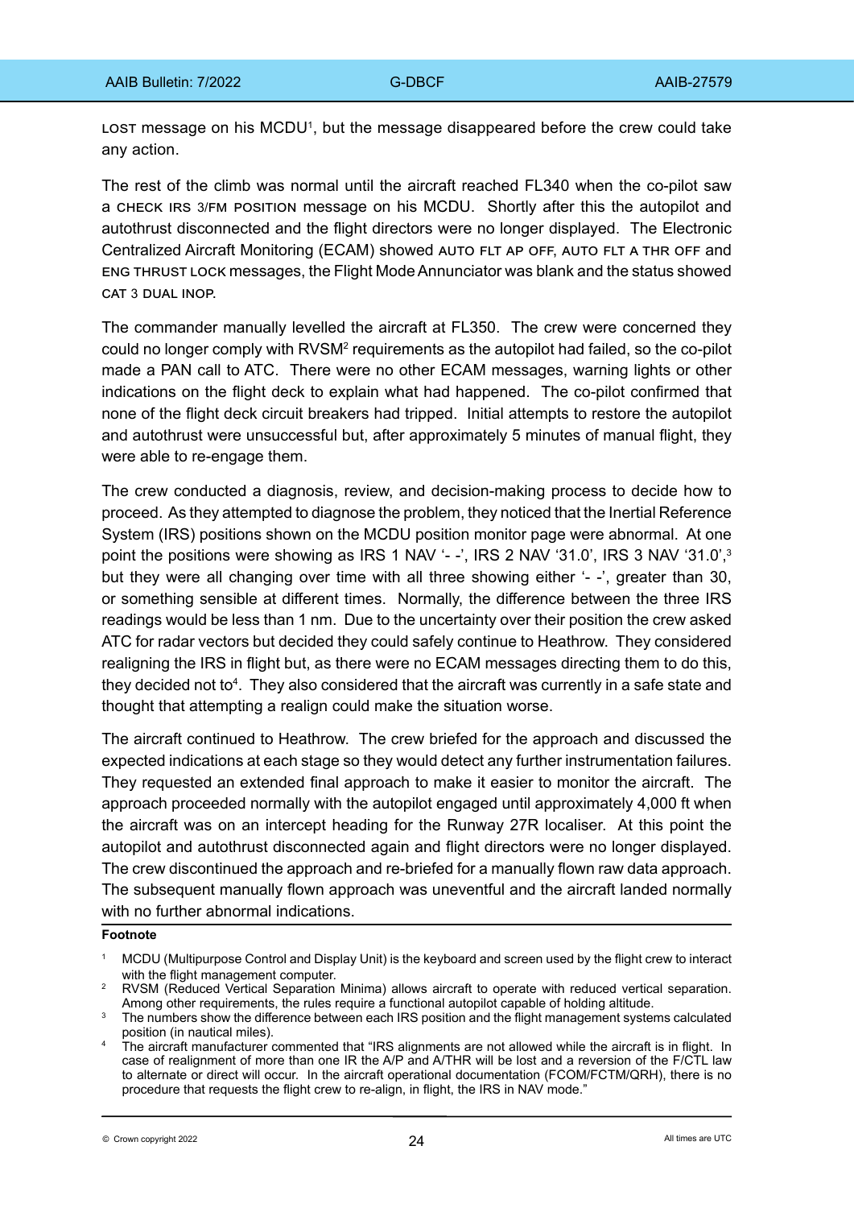LOST message on his MCDU[1], but the message disappeared before the crew could take any action.

The rest of the climb was normal until the aircraft reached FL340 when the co-pilot saw a CHECK IRS 3/FM POSITION message on his MCDU. Shortly after this the autopilot and autothrust disconnected and the flight directors were no longer displayed. The Electronic Centralized Aircraft Monitoring (ECAM) showed AUTO FLT AP OFF, AUTO FLT A THR OFF and ENG THRUST LOCK messages, the Flight Mode Annunciator was blank and the status showed CAT 3 DUAL INOP.

The commander manually levelled the aircraft at FL350. The crew were concerned they could no longer comply with RVSM[2] requirements as the autopilot had failed, so the co-pilot made a PAN call to ATC. There were no other ECAM messages, warning lights or other indications on the flight deck to explain what had happened. The co-pilot confirmed that none of the flight deck circuit breakers had tripped. Initial attempts to restore the autopilot and autothrust were unsuccessful but, after approximately 5 minutes of manual flight, they were able to re-engage them.

The crew conducted a diagnosis, review, and decision-making process to decide how to proceed. As they attempted to diagnose the problem, they noticed that the Inertial Reference System (IRS) positions shown on the MCDU position monitor page were abnormal. At one point the positions were showing as IRS 1 NAV '- -', IRS 2 NAV '31.0', IRS 3 NAV '31.0',[3] but they were all changing over time with all three showing either '- -', greater than 30, or something sensible at different times. Normally, the difference between the three IRS readings would be less than 1 nm. Due to the uncertainty over their position the crew asked ATC for radar vectors but decided they could safely continue to Heathrow. They considered realigning the IRS in flight but, as there were no ECAM messages directing them to do this, they decided not to[4]. They also considered that the aircraft was currently in a safe state and thought that attempting a realign could make the situation worse.

The aircraft continued to Heathrow. The crew briefed for the approach and discussed the expected indications at each stage so they would detect any further instrumentation failures. They requested an extended final approach to make it easier to monitor the aircraft. The approach proceeded normally with the autopilot engaged until approximately 4,000 ft when the aircraft was on an intercept heading for the Runway 27R localiser. At this point the autopilot and autothrust disconnected again and flight directors were no longer displayed. The crew discontinued the approach and re-briefed for a manually flown raw data approach. The subsequent manually flown approach was uneventful and the aircraft landed normally with no further abnormal indications.

**Footnote**

[1] MCDU (Multipurpose Control and Display Unit) is the keyboard and screen used by the flight crew to interact with the flight management computer.

[2] RVSM (Reduced Vertical Separation Minima) allows aircraft to operate with reduced vertical separation. Among other requirements, the rules require a functional autopilot capable of holding altitude.

[3] The numbers show the difference between each IRS position and the flight management systems calculated position (in nautical miles).

[4] The aircraft manufacturer commented that "IRS alignments are not allowed while the aircraft is in flight. In case of realignment of more than one IR the A/P and A/THR will be lost and a reversion of the F/CTL law to alternate or direct will occur. In the aircraft operational documentation (FCOM/FCTM/QRH), there is no procedure that requests the flight crew to re-align, in flight, the IRS in NAV mode."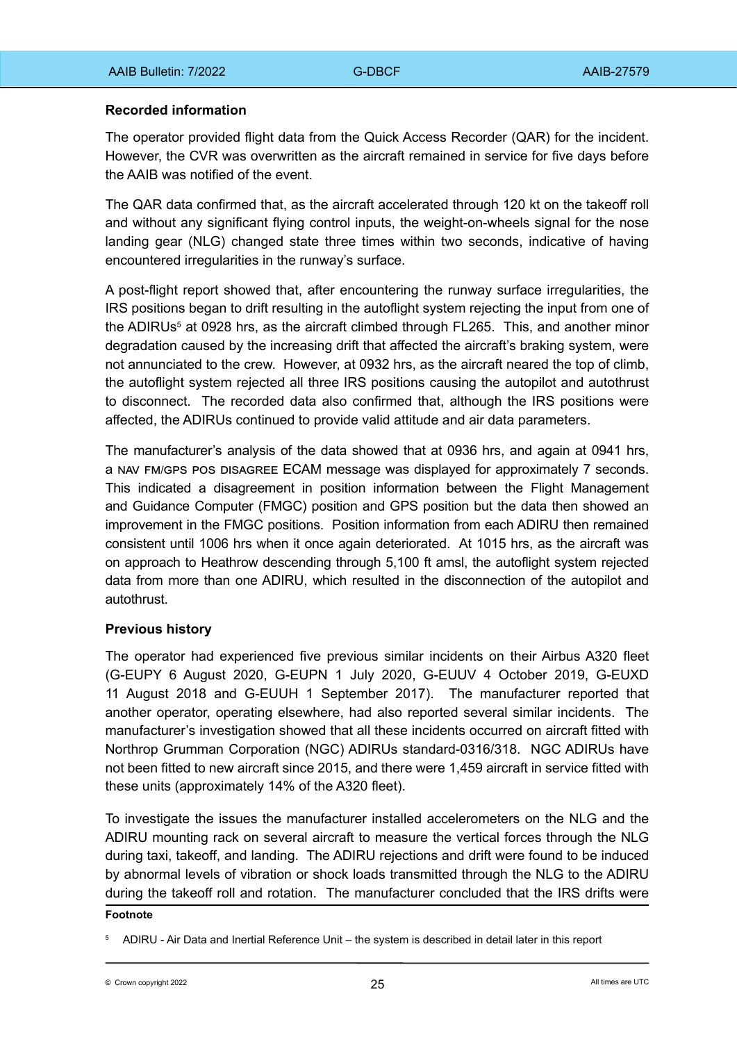### Recorded information

The operator provided flight data from the Quick Access Recorder (QAR) for the incident. However, the CVR was overwritten as the aircraft remained in service for five days before the AAIB was notified of the event.

The QAR data confirmed that, as the aircraft accelerated through 120 kt on the takeoff roll and without any significant flying control inputs, the weight-on-wheels signal for the nose landing gear (NLG) changed state three times within two seconds, indicative of having encountered irregularities in the runway's surface.

A post-flight report showed that, after encountering the runway surface irregularities, the IRS positions began to drift resulting in the autoflight system rejecting the input from one of the ADIRUs[5] at 0928 hrs, as the aircraft climbed through FL265. This, and another minor degradation caused by the increasing drift that affected the aircraft's braking system, were not annunciated to the crew. However, at 0932 hrs, as the aircraft neared the top of climb, the autoflight system rejected all three IRS positions causing the autopilot and autothrust to disconnect. The recorded data also confirmed that, although the IRS positions were affected, the ADIRUs continued to provide valid attitude and air data parameters.

The manufacturer's analysis of the data showed that at 0936 hrs, and again at 0941 hrs, a NAV FM/GPS POS DISAGREE ECAM message was displayed for approximately 7 seconds. This indicated a disagreement in position information between the Flight Management and Guidance Computer (FMGC) position and GPS position but the data then showed an improvement in the FMGC positions. Position information from each ADIRU then remained consistent until 1006 hrs when it once again deteriorated. At 1015 hrs, as the aircraft was on approach to Heathrow descending through 5,100 ft amsl, the autoflight system rejected data from more than one ADIRU, which resulted in the disconnection of the autopilot and autothrust.

### Previous history

The operator had experienced five previous similar incidents on their Airbus A320 fleet (G-EUPY 6 August 2020, G-EUPN 1 July 2020, G-EUUV 4 October 2019, G-EUXD 11 August 2018 and G-EUUH 1 September 2017). The manufacturer reported that another operator, operating elsewhere, had also reported several similar incidents. The manufacturer's investigation showed that all these incidents occurred on aircraft fitted with Northrop Grumman Corporation (NGC) ADIRUs standard-0316/318. NGC ADIRUs have not been fitted to new aircraft since 2015, and there were 1,459 aircraft in service fitted with these units (approximately 14% of the A320 fleet).

To investigate the issues the manufacturer installed accelerometers on the NLG and the ADIRU mounting rack on several aircraft to measure the vertical forces through the NLG during taxi, takeoff, and landing. The ADIRU rejections and drift were found to be induced by abnormal levels of vibration or shock loads transmitted through the NLG to the ADIRU during the takeoff roll and rotation. The manufacturer concluded that the IRS drifts were

**Footnote**

[5] ADIRU - Air Data and Inertial Reference Unit – the system is described in detail later in this report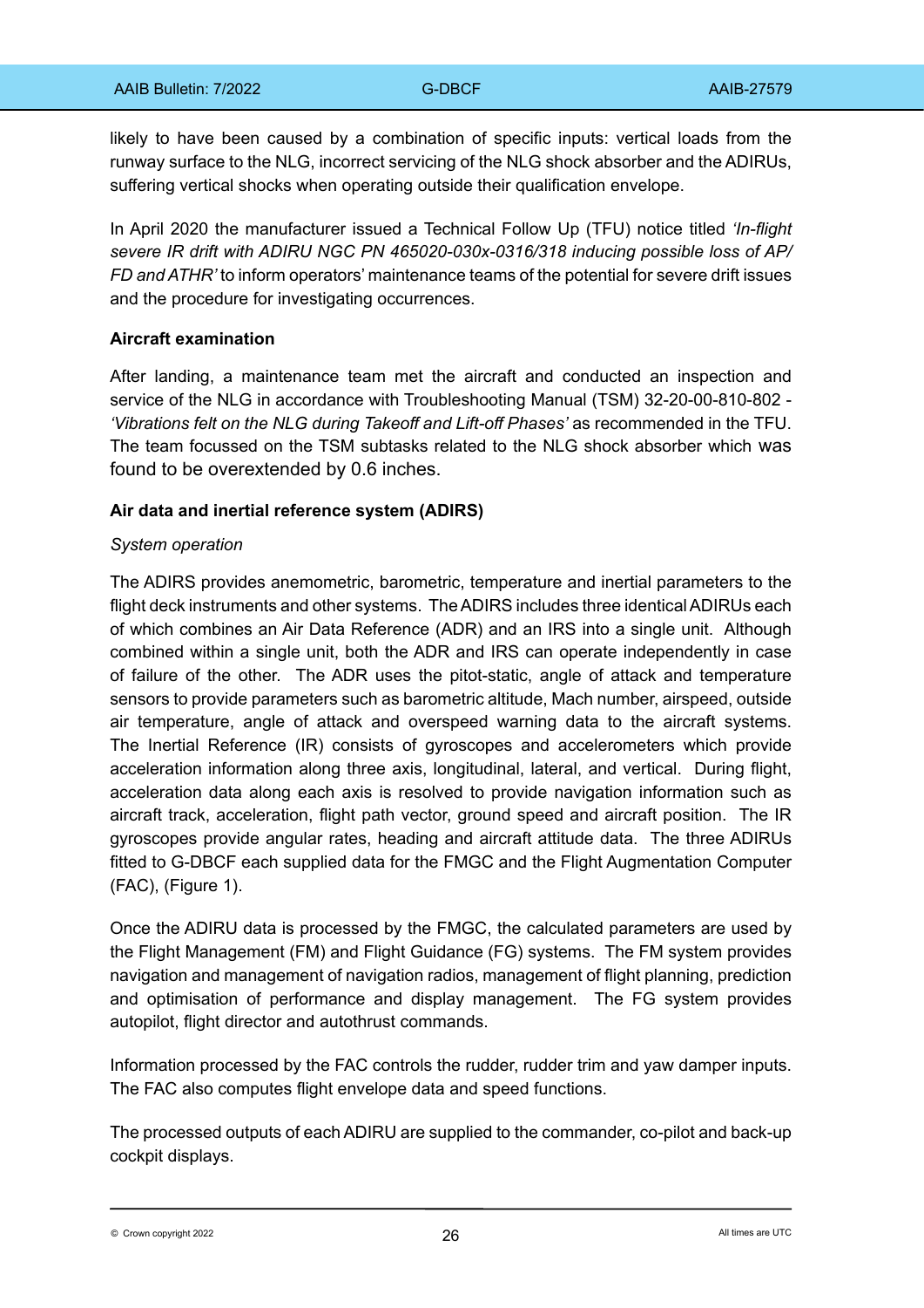likely to have been caused by a combination of specific inputs: vertical loads from the runway surface to the NLG, incorrect servicing of the NLG shock absorber and the ADIRUs, suffering vertical shocks when operating outside their qualification envelope.

In April 2020 the manufacturer issued a Technical Follow Up (TFU) notice titled *'In-flight severe IR drift with ADIRU NGC PN 465020-030x-0316/318 inducing possible loss of AP/ FD and ATHR'* to inform operators' maintenance teams of the potential for severe drift issues and the procedure for investigating occurrences.

**Aircraft examination**

After landing, a maintenance team met the aircraft and conducted an inspection and service of the NLG in accordance with Troubleshooting Manual (TSM) 32-20-00-810-802 - *'Vibrations felt on the NLG during Takeoff and Lift-off Phases'* as recommended in the TFU. The team focussed on the TSM subtasks related to the NLG shock absorber which was found to be overextended by 0.6 inches.

**Air data and inertial reference system (ADIRS)**

*System operation*

The ADIRS provides anemometric, barometric, temperature and inertial parameters to the flight deck instruments and other systems. The ADIRS includes three identical ADIRUs each of which combines an Air Data Reference (ADR) and an IRS into a single unit. Although combined within a single unit, both the ADR and IRS can operate independently in case of failure of the other. The ADR uses the pitot-static, angle of attack and temperature sensors to provide parameters such as barometric altitude, Mach number, airspeed, outside air temperature, angle of attack and overspeed warning data to the aircraft systems. The Inertial Reference (IR) consists of gyroscopes and accelerometers which provide acceleration information along three axis, longitudinal, lateral, and vertical. During flight, acceleration data along each axis is resolved to provide navigation information such as aircraft track, acceleration, flight path vector, ground speed and aircraft position. The IR gyroscopes provide angular rates, heading and aircraft attitude data. The three ADIRUs fitted to G-DBCF each supplied data for the FMGC and the Flight Augmentation Computer (FAC), (Figure 1).

Once the ADIRU data is processed by the FMGC, the calculated parameters are used by the Flight Management (FM) and Flight Guidance (FG) systems. The FM system provides navigation and management of navigation radios, management of flight planning, prediction and optimisation of performance and display management. The FG system provides autopilot, flight director and autothrust commands.

Information processed by the FAC controls the rudder, rudder trim and yaw damper inputs. The FAC also computes flight envelope data and speed functions.

The processed outputs of each ADIRU are supplied to the commander, co-pilot and back-up cockpit displays.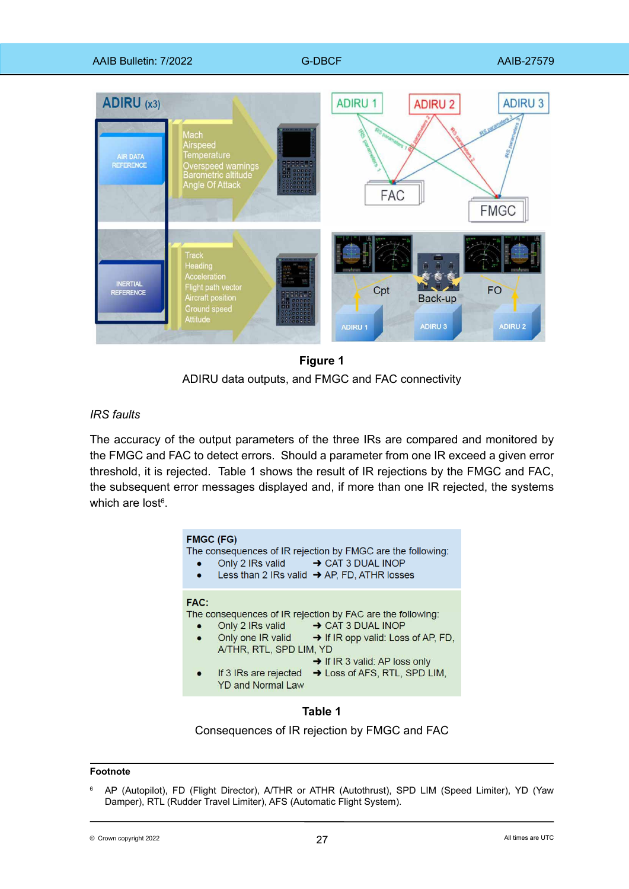**Figure 1**

ADIRU data outputs, and FMGC and FAC connectivity

*IRS faults*

The accuracy of the output parameters of the three IRs are compared and monitored by the FMGC and FAC to detect errors. Should a parameter from one IR exceed a given error threshold, it is rejected. Table 1 shows the result of IR rejections by the FMGC and FAC, the subsequent error messages displayed and, if more than one IR rejected, the systems which are lost[6].

**FMGC (FG)**

The consequences of IR rejection by FMGC are the following:

- Only 2 IRs valid ➔ CAT 3 DUAL INOP
- Less than 2 IRs valid ➔ AP, FD, ATHR losses

**FAC:**

The consequences of IR rejection by FAC are the following:

- Only 2 IRs valid ➔ CAT 3 DUAL INOP
- Only one IR valid ➔ If IR opp valid: Loss of AP, FD, A/THR, RTL, SPD LIM, YD
  ➔ If IR 3 valid: AP loss only
- If 3 IRs are rejected ➔ Loss of AFS, RTL, SPD LIM, YD and Normal Law

**Table 1**

Consequences of IR rejection by FMGC and FAC

---

**Footnote**

[6] AP (Autopilot), FD (Flight Director), A/THR or ATHR (Autothrust), SPD LIM (Speed Limiter), YD (Yaw Damper), RTL (Rudder Travel Limiter), AFS (Automatic Flight System).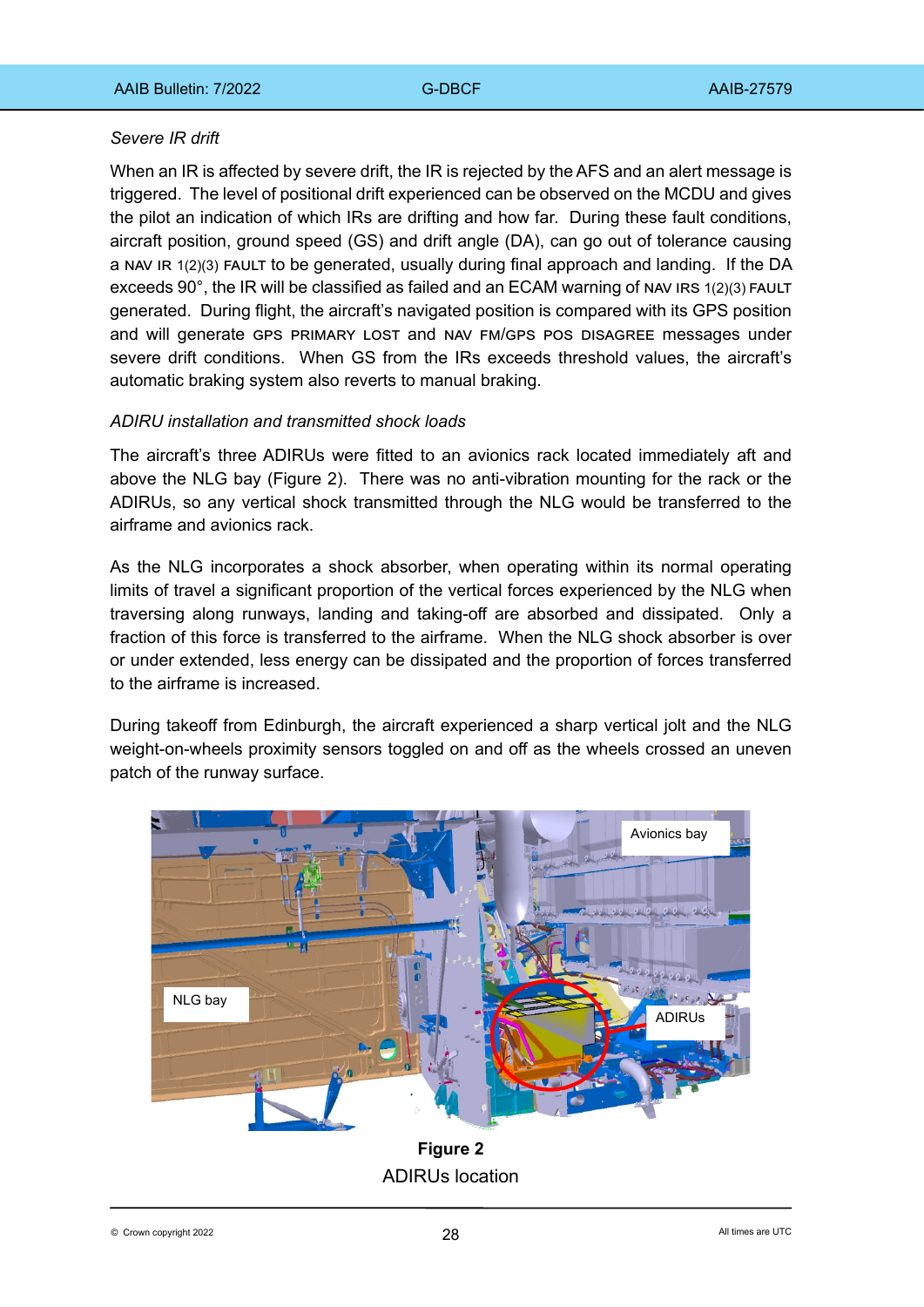*Severe IR drift*

When an IR is affected by severe drift, the IR is rejected by the AFS and an alert message is triggered. The level of positional drift experienced can be observed on the MCDU and gives the pilot an indication of which IRs are drifting and how far. During these fault conditions, aircraft position, ground speed (GS) and drift angle (DA), can go out of tolerance causing a NAV IR 1(2)(3) FAULT to be generated, usually during final approach and landing. If the DA exceeds 90°, the IR will be classified as failed and an ECAM warning of NAV IRS 1(2)(3) FAULT generated. During flight, the aircraft's navigated position is compared with its GPS position and will generate GPS PRIMARY LOST and NAV FM/GPS POS DISAGREE messages under severe drift conditions. When GS from the IRs exceeds threshold values, the aircraft's automatic braking system also reverts to manual braking.

*ADIRU installation and transmitted shock loads*

The aircraft's three ADIRUs were fitted to an avionics rack located immediately aft and above the NLG bay (Figure 2). There was no anti-vibration mounting for the rack or the ADIRUs, so any vertical shock transmitted through the NLG would be transferred to the airframe and avionics rack.

As the NLG incorporates a shock absorber, when operating within its normal operating limits of travel a significant proportion of the vertical forces experienced by the NLG when traversing along runways, landing and taking-off are absorbed and dissipated. Only a fraction of this force is transferred to the airframe. When the NLG shock absorber is over or under extended, less energy can be dissipated and the proportion of forces transferred to the airframe is increased.

During takeoff from Edinburgh, the aircraft experienced a sharp vertical jolt and the NLG weight-on-wheels proximity sensors toggled on and off as the wheels crossed an uneven patch of the runway surface.

Avionics bay

NLG bay

ADIRUs

**Figure 2**

ADIRUs location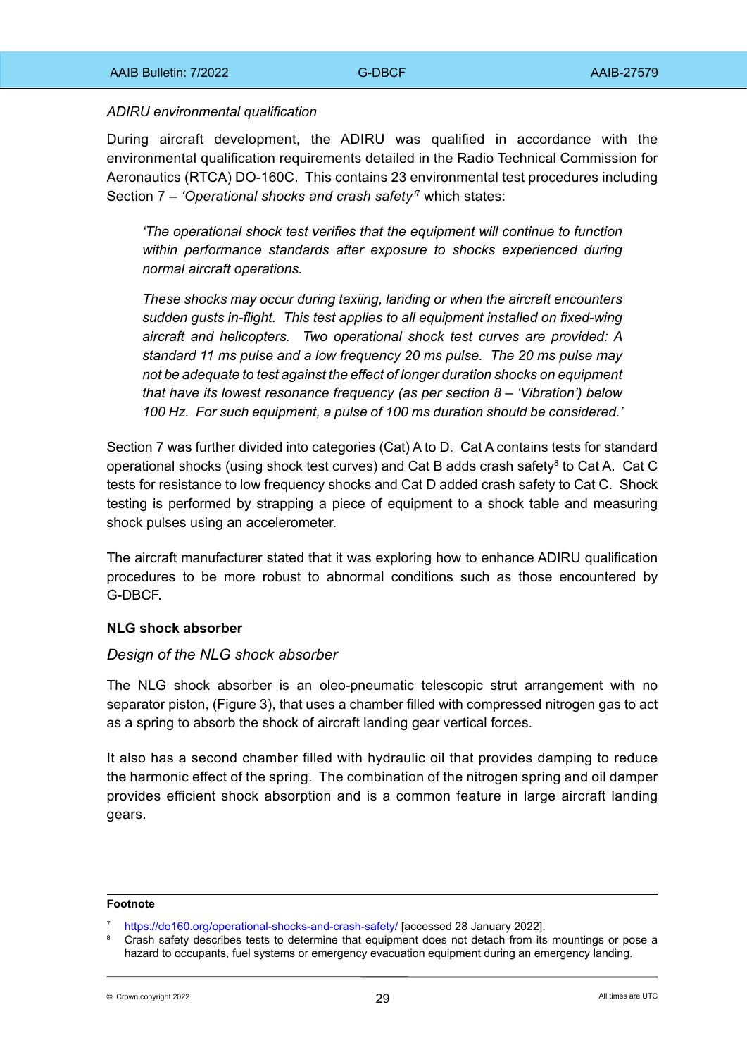*ADIRU environmental qualification*

During aircraft development, the ADIRU was qualified in accordance with the environmental qualification requirements detailed in the Radio Technical Commission for Aeronautics (RTCA) DO-160C. This contains 23 environmental test procedures including Section 7 – *'Operational shocks and crash safety'*[7] which states:

> *'The operational shock test verifies that the equipment will continue to function within performance standards after exposure to shocks experienced during normal aircraft operations.*
>
> *These shocks may occur during taxiing, landing or when the aircraft encounters sudden gusts in-flight. This test applies to all equipment installed on fixed-wing aircraft and helicopters. Two operational shock test curves are provided: A standard 11 ms pulse and a low frequency 20 ms pulse. The 20 ms pulse may not be adequate to test against the effect of longer duration shocks on equipment that have its lowest resonance frequency (as per section 8 – 'Vibration') below 100 Hz. For such equipment, a pulse of 100 ms duration should be considered.'*

Section 7 was further divided into categories (Cat) A to D. Cat A contains tests for standard operational shocks (using shock test curves) and Cat B adds crash safety[8] to Cat A. Cat C tests for resistance to low frequency shocks and Cat D added crash safety to Cat C. Shock testing is performed by strapping a piece of equipment to a shock table and measuring shock pulses using an accelerometer.

The aircraft manufacturer stated that it was exploring how to enhance ADIRU qualification procedures to be more robust to abnormal conditions such as those encountered by G-DBCF.

**NLG shock absorber**

*Design of the NLG shock absorber*

The NLG shock absorber is an oleo-pneumatic telescopic strut arrangement with no separator piston, (Figure 3), that uses a chamber filled with compressed nitrogen gas to act as a spring to absorb the shock of aircraft landing gear vertical forces.

It also has a second chamber filled with hydraulic oil that provides damping to reduce the harmonic effect of the spring. The combination of the nitrogen spring and oil damper provides efficient shock absorption and is a common feature in large aircraft landing gears.

---

**Footnote**

[7] https://do160.org/operational-shocks-and-crash-safety/ [accessed 28 January 2022].

[8] Crash safety describes tests to determine that equipment does not detach from its mountings or pose a hazard to occupants, fuel systems or emergency evacuation equipment during an emergency landing.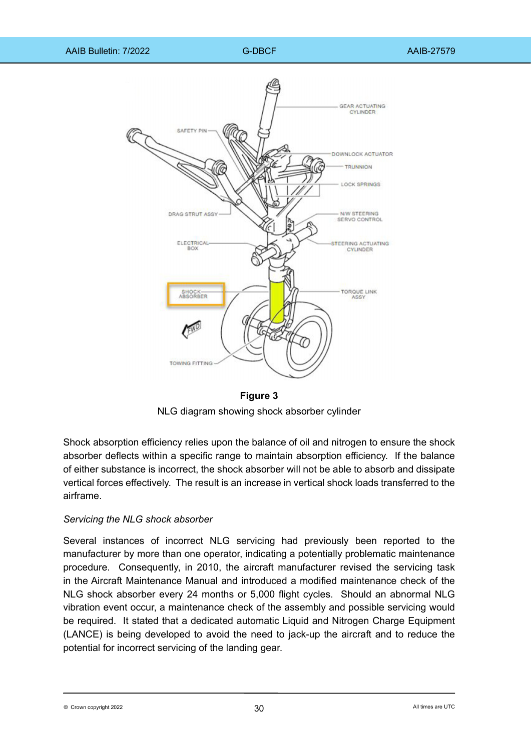**Figure 3**

NLG diagram showing shock absorber cylinder

Shock absorption efficiency relies upon the balance of oil and nitrogen to ensure the shock absorber deflects within a specific range to maintain absorption efficiency. If the balance of either substance is incorrect, the shock absorber will not be able to absorb and dissipate vertical forces effectively. The result is an increase in vertical shock loads transferred to the airframe.

*Servicing the NLG shock absorber*

Several instances of incorrect NLG servicing had previously been reported to the manufacturer by more than one operator, indicating a potentially problematic maintenance procedure. Consequently, in 2010, the aircraft manufacturer revised the servicing task in the Aircraft Maintenance Manual and introduced a modified maintenance check of the NLG shock absorber every 24 months or 5,000 flight cycles. Should an abnormal NLG vibration event occur, a maintenance check of the assembly and possible servicing would be required. It stated that a dedicated automatic Liquid and Nitrogen Charge Equipment (LANCE) is being developed to avoid the need to jack-up the aircraft and to reduce the potential for incorrect servicing of the landing gear.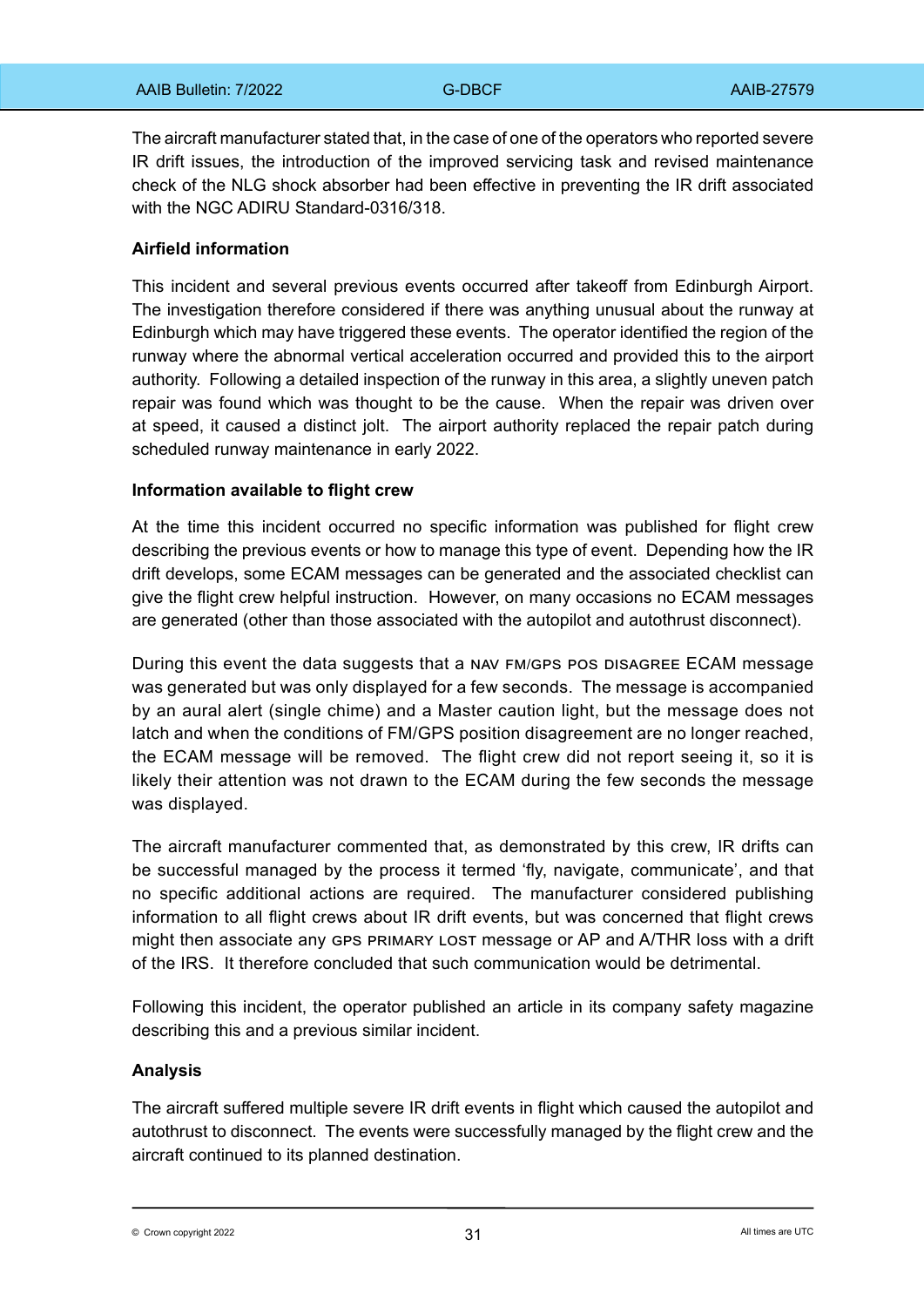The aircraft manufacturer stated that, in the case of one of the operators who reported severe IR drift issues, the introduction of the improved servicing task and revised maintenance check of the NLG shock absorber had been effective in preventing the IR drift associated with the NGC ADIRU Standard-0316/318.

**Airfield information**

This incident and several previous events occurred after takeoff from Edinburgh Airport. The investigation therefore considered if there was anything unusual about the runway at Edinburgh which may have triggered these events. The operator identified the region of the runway where the abnormal vertical acceleration occurred and provided this to the airport authority. Following a detailed inspection of the runway in this area, a slightly uneven patch repair was found which was thought to be the cause. When the repair was driven over at speed, it caused a distinct jolt. The airport authority replaced the repair patch during scheduled runway maintenance in early 2022.

**Information available to flight crew**

At the time this incident occurred no specific information was published for flight crew describing the previous events or how to manage this type of event. Depending how the IR drift develops, some ECAM messages can be generated and the associated checklist can give the flight crew helpful instruction. However, on many occasions no ECAM messages are generated (other than those associated with the autopilot and autothrust disconnect).

During this event the data suggests that a NAV FM/GPS POS DISAGREE ECAM message was generated but was only displayed for a few seconds. The message is accompanied by an aural alert (single chime) and a Master caution light, but the message does not latch and when the conditions of FM/GPS position disagreement are no longer reached, the ECAM message will be removed. The flight crew did not report seeing it, so it is likely their attention was not drawn to the ECAM during the few seconds the message was displayed.

The aircraft manufacturer commented that, as demonstrated by this crew, IR drifts can be successful managed by the process it termed 'fly, navigate, communicate', and that no specific additional actions are required. The manufacturer considered publishing information to all flight crews about IR drift events, but was concerned that flight crews might then associate any GPS PRIMARY LOST message or AP and A/THR loss with a drift of the IRS. It therefore concluded that such communication would be detrimental.

Following this incident, the operator published an article in its company safety magazine describing this and a previous similar incident.

**Analysis**

The aircraft suffered multiple severe IR drift events in flight which caused the autopilot and autothrust to disconnect. The events were successfully managed by the flight crew and the aircraft continued to its planned destination.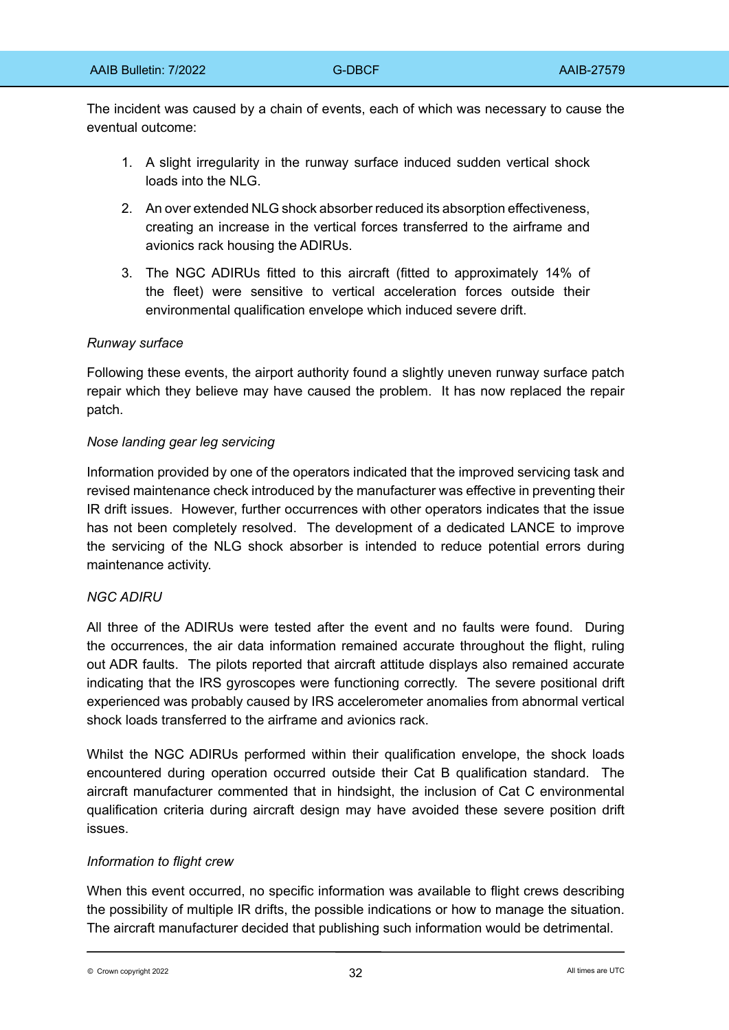The incident was caused by a chain of events, each of which was necessary to cause the eventual outcome:

1. A slight irregularity in the runway surface induced sudden vertical shock loads into the NLG.
2. An over extended NLG shock absorber reduced its absorption effectiveness, creating an increase in the vertical forces transferred to the airframe and avionics rack housing the ADIRUs.
3. The NGC ADIRUs fitted to this aircraft (fitted to approximately 14% of the fleet) were sensitive to vertical acceleration forces outside their environmental qualification envelope which induced severe drift.

*Runway surface*

Following these events, the airport authority found a slightly uneven runway surface patch repair which they believe may have caused the problem. It has now replaced the repair patch.

*Nose landing gear leg servicing*

Information provided by one of the operators indicated that the improved servicing task and revised maintenance check introduced by the manufacturer was effective in preventing their IR drift issues. However, further occurrences with other operators indicates that the issue has not been completely resolved. The development of a dedicated LANCE to improve the servicing of the NLG shock absorber is intended to reduce potential errors during maintenance activity.

*NGC ADIRU*

All three of the ADIRUs were tested after the event and no faults were found. During the occurrences, the air data information remained accurate throughout the flight, ruling out ADR faults. The pilots reported that aircraft attitude displays also remained accurate indicating that the IRS gyroscopes were functioning correctly. The severe positional drift experienced was probably caused by IRS accelerometer anomalies from abnormal vertical shock loads transferred to the airframe and avionics rack.

Whilst the NGC ADIRUs performed within their qualification envelope, the shock loads encountered during operation occurred outside their Cat B qualification standard. The aircraft manufacturer commented that in hindsight, the inclusion of Cat C environmental qualification criteria during aircraft design may avoided these severe position drift issues.

*Information to flight crew*

When this event occurred, no specific information was available to flight crews describing the possibility of multiple IR drifts, the possible indications or how to manage the situation. The aircraft manufacturer decided that publishing such information would be detrimental.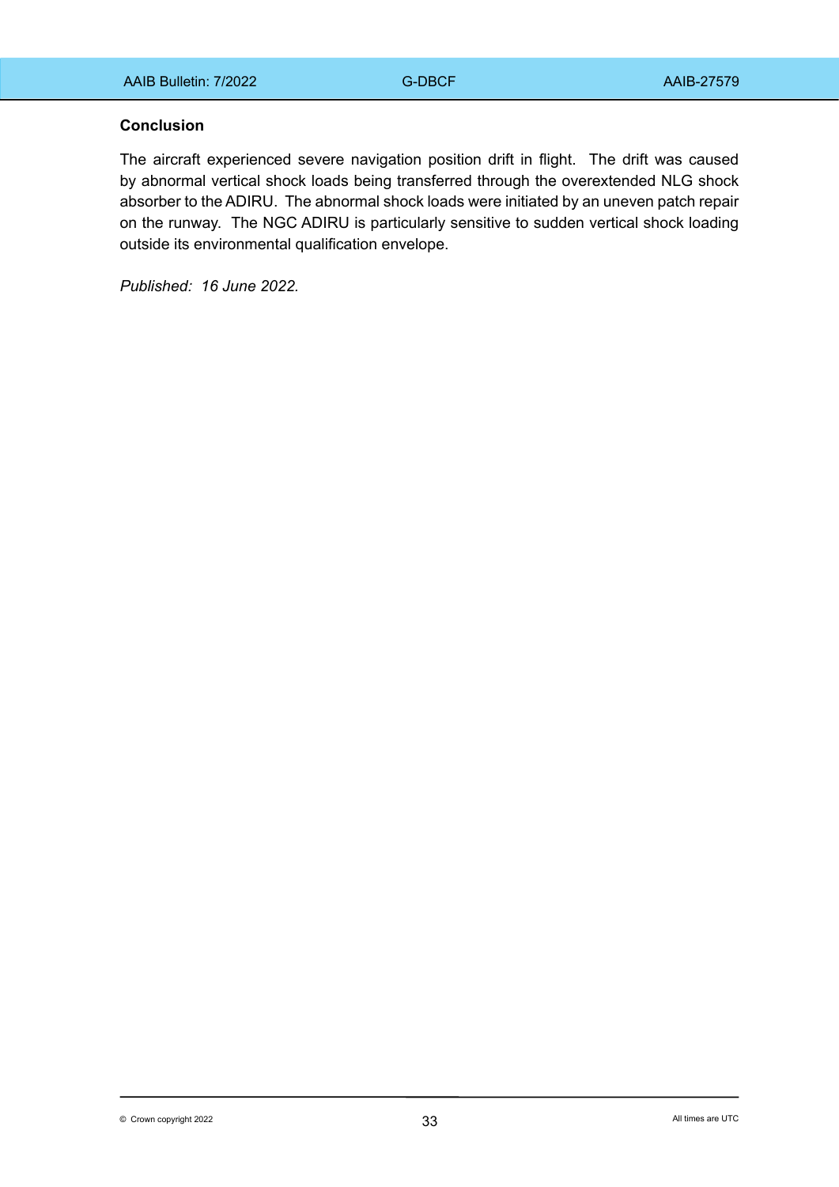**Conclusion**

The aircraft experienced severe navigation position drift in flight. The drift was caused by abnormal vertical shock loads being transferred through the overextended NLG shock absorber to the ADIRU. The abnormal shock loads were initiated by an uneven patch repair on the runway. The NGC ADIRU is particularly sensitive to sudden vertical shock loading outside its environmental qualification envelope.

*Published: 16 June 2022.*